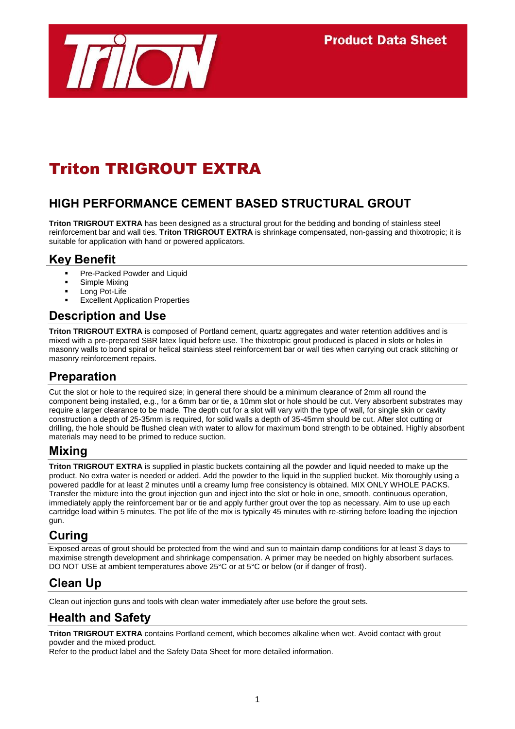Product Data Sheet

# Triton TRIGROUT EXTRA

## HIGH PERFORMANCE CEMENT BASED STRUCTURAL GROUT

**Triton TRIGROUT EXTRA** has been designed as a structural grout for the bedding and bonding of stainless steel reinforcement bar and wall ties. **Triton TRIGROUT EXTRA** is shrinkage compensated, non-gassing and thixotropic; it is suitable for application with hand or powered applicators.

## Key Benefit

- Pre-Packed Powder and Liquid
- Simple Mixing
- Long Pot-Life
- Excellent Application Properties

## Description and Use

**Triton TRIGROUT EXTRA** is composed of Portland cement, quartz aggregates and water retention additives and is mixed with a pre-prepared SBR latex liquid before use. The thixotropic grout produced is placed in slots or holes in masonry walls to bond spiral or helical stainless steel reinforcement bar or wall ties when carrying out crack stitching or masonry reinforcement repairs.

## Preparation

Cut the slot or hole to the required size; in general there should be a minimum clearance of 2mm all round the component being installed, e.g., for a 6mm bar or tie, a 10mm slot or hole should be cut. Very absorbent substrates may require a larger clearance to be made. The depth cut for a slot will vary with the type of wall, for single skin or cavity construction a depth of 25-35mm is required, for solid walls a depth of 35-45mm should be cut. After slot cutting or drilling, the hole should be flushed clean with water to allow for maximum bond strength to be obtained. Highly absorbent materials may need to be primed to reduce suction.

## Mixing

**Triton TRIGROUT EXTRA** is supplied in plastic buckets containing all the powder and liquid needed to make up the product. No extra water is needed or added. Add the powder to the liquid in the supplied bucket. Mix thoroughly using a powered paddle for at least 2 minutes until a creamy lump free consistency is obtained. MIX ONLY WHOLE PACKS. Transfer the mixture into the grout injection gun and inject into the slot or hole in one, smooth, continuous operation, immediately apply the reinforcement bar or tie and apply further grout over the top as necessary. Aim to use up each cartridge load within 5 minutes. The pot life of the mix is typically 45 minutes with re-stirring before loading the injection gun.

## Curing

Exposed areas of grout should be protected from the wind and sun to maintain damp conditions for at least 3 days to maximise strength development and shrinkage compensation. A primer may be needed on highly absorbent surfaces. DO NOT USE at ambient temperatures above 25°C or at 5°C or below (or if danger of frost).

## Clean Up

Clean out injection guns and tools with clean water immediately after use before the grout sets.

## Health and Safety

**Triton TRIGROUT EXTRA** contains Portland cement, which becomes alkaline when wet. Avoid contact with grout powder and the mixed product.
Refer to the product label and the Safety Data Sheet for more detailed information.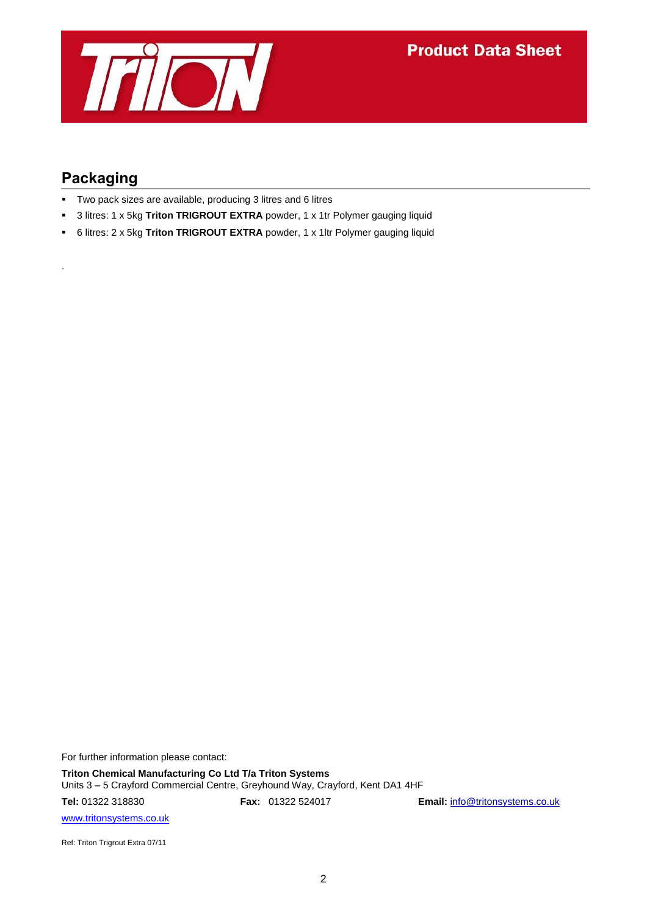## Packaging

- Two pack sizes are available, producing 3 litres and 6 litres
- 3 litres: 1 x 5kg **Triton TRIGROUT EXTRA** powder, 1 x 1tr Polymer gauging liquid
- 6 litres: 2 x 5kg **Triton TRIGROUT EXTRA** powder, 1 x 1ltr Polymer gauging liquid

.

For further information please contact:

**Triton Chemical Manufacturing Co Ltd T/a Triton Systems**
Units 3 – 5 Crayford Commercial Centre, Greyhound Way, Crayford, Kent DA1 4HF

**Tel:** 01322 318830 **Fax:** 01322 524017 **Email:** info@tritonsystems.co.uk

www.tritonsystems.co.uk

Ref: Triton Trigrout Extra 07/11